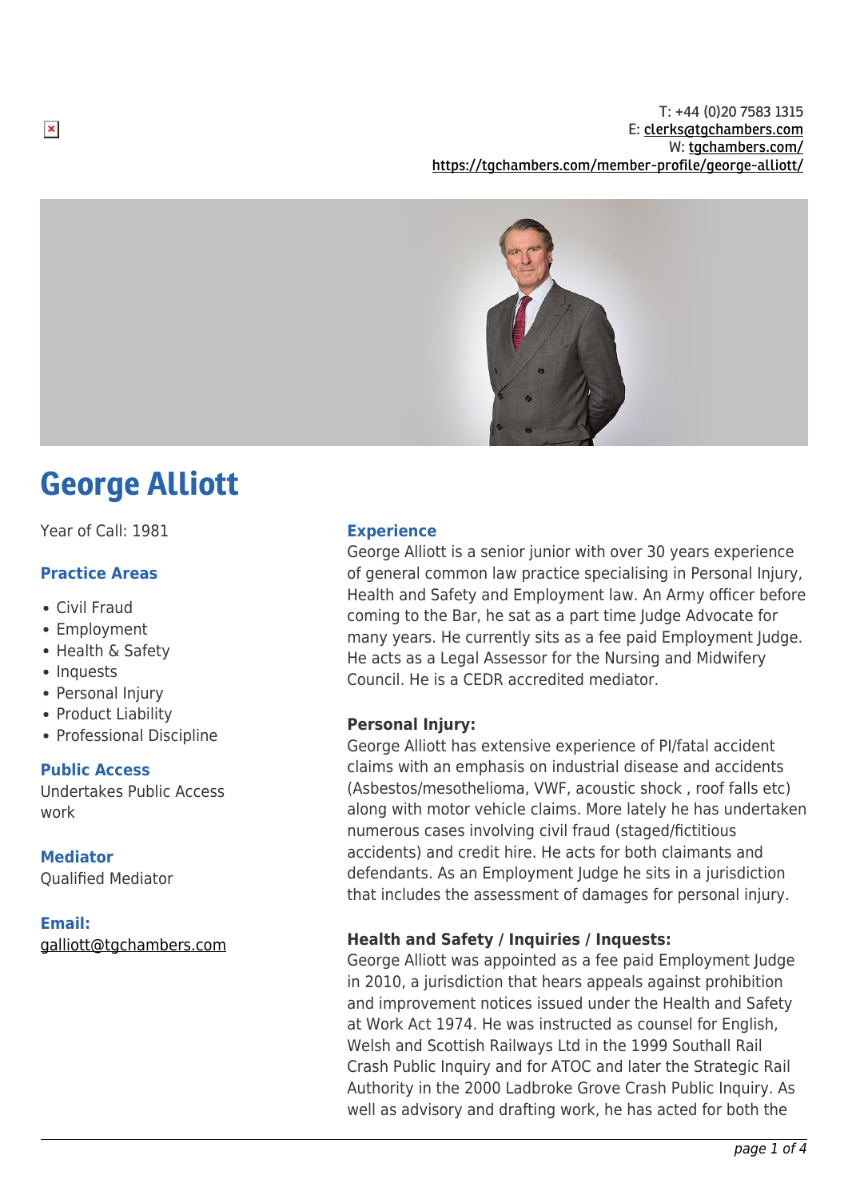T: +44 (0)20 7583 1315
E: clerks@tgchambers.com
W: tgchambers.com/
https://tgchambers.com/member-profile/george-alliott/

# George Alliott

Year of Call: 1981

### Practice Areas

- Civil Fraud
- Employment
- Health & Safety
- Inquests
- Personal Injury
- Product Liability
- Professional Discipline

### Public Access

Undertakes Public Access work

### Mediator

Qualified Mediator

### Email:

galliott@tgchambers.com

### Experience

George Alliott is a senior junior with over 30 years experience of general common law practice specialising in Personal Injury, Health and Safety and Employment law. An Army officer before coming to the Bar, he sat as a part time Judge Advocate for many years. He currently sits as a fee paid Employment Judge. He acts as a Legal Assessor for the Nursing and Midwifery Council. He is a CEDR accredited mediator.

**Personal Injury:**

George Alliott has extensive experience of PI/fatal accident claims with an emphasis on industrial disease and accidents (Asbestos/mesothelioma, VWF, acoustic shock , roof falls etc) along with motor vehicle claims. More lately he has undertaken numerous cases involving civil fraud (staged/fictitious accidents) and credit hire. He acts for both claimants and defendants. As an Employment Judge he sits in a jurisdiction that includes the assessment of damages for personal injury.

**Health and Safety / Inquiries / Inquests:**

George Alliott was appointed as a fee paid Employment Judge in 2010, a jurisdiction that hears appeals against prohibition and improvement notices issued under the Health and Safety at Work Act 1974. He was instructed as counsel for English, Welsh and Scottish Railways Ltd in the 1999 Southall Rail Crash Public Inquiry and for ATOC and later the Strategic Rail Authority in the 2000 Ladbroke Grove Crash Public Inquiry. As well as advisory and drafting work, he has acted for both the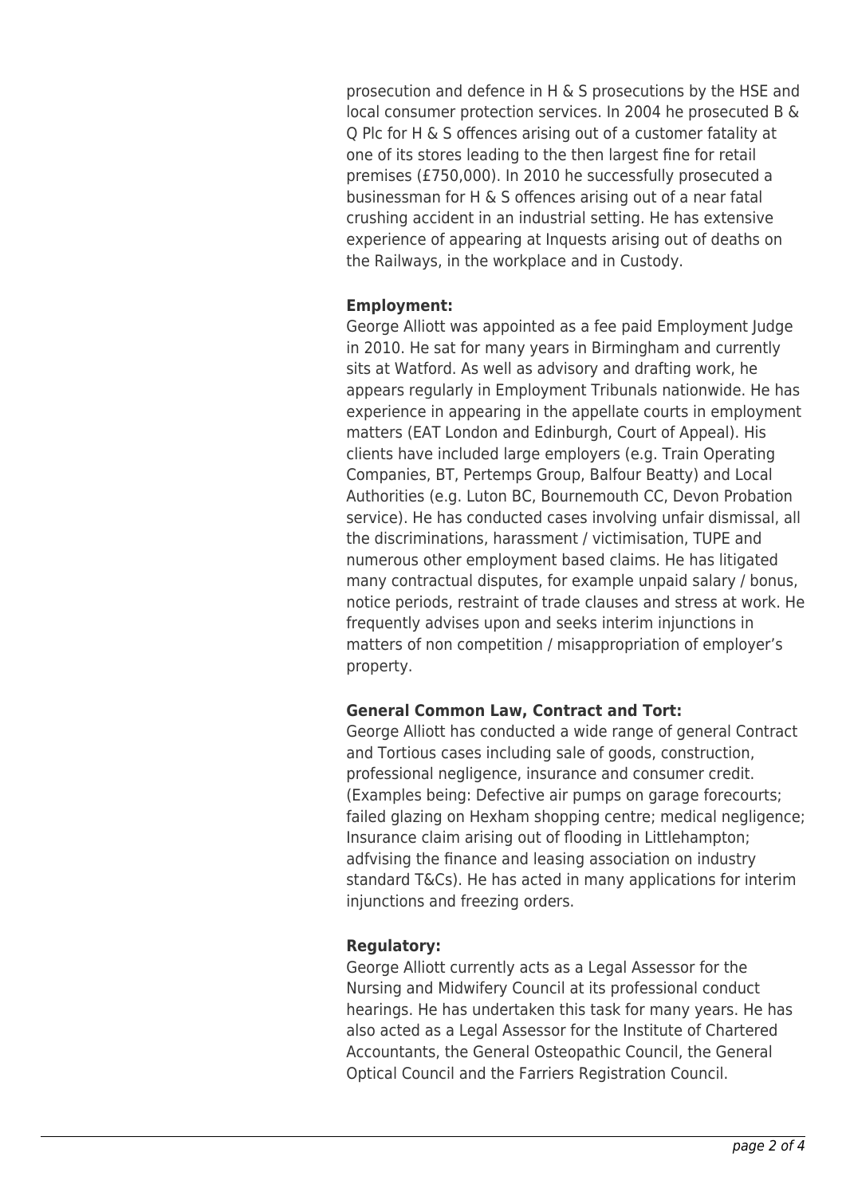prosecution and defence in H & S prosecutions by the HSE and local consumer protection services. In 2004 he prosecuted B & Q Plc for H & S offences arising out of a customer fatality at one of its stores leading to the then largest fine for retail premises (£750,000). In 2010 he successfully prosecuted a businessman for H & S offences arising out of a near fatal crushing accident in an industrial setting. He has extensive experience of appearing at Inquests arising out of deaths on the Railways, in the workplace and in Custody.

**Employment:**
George Alliott was appointed as a fee paid Employment Judge in 2010. He sat for many years in Birmingham and currently sits at Watford. As well as advisory and drafting work, he appears regularly in Employment Tribunals nationwide. He has experience in appearing in the appellate courts in employment matters (EAT London and Edinburgh, Court of Appeal). His clients have included large employers (e.g. Train Operating Companies, BT, Pertemps Group, Balfour Beatty) and Local Authorities (e.g. Luton BC, Bournemouth CC, Devon Probation service). He has conducted cases involving unfair dismissal, all the discriminations, harassment / victimisation, TUPE and numerous other employment based claims. He has litigated many contractual disputes, for example unpaid salary / bonus, notice periods, restraint of trade clauses and stress at work. He frequently advises upon and seeks interim injunctions in matters of non competition / misappropriation of employer's property.

**General Common Law, Contract and Tort:**
George Alliott has conducted a wide range of general Contract and Tortious cases including sale of goods, construction, professional negligence, insurance and consumer credit. (Examples being: Defective air pumps on garage forecourts; failed glazing on Hexham shopping centre; medical negligence; Insurance claim arising out of flooding in Littlehampton; adfvising the finance and leasing association on industry standard T&Cs). He has acted in many applications for interim injunctions and freezing orders.

**Regulatory:**
George Alliott currently acts as a Legal Assessor for the Nursing and Midwifery Council at its professional conduct hearings. He has undertaken this task for many years. He has also acted as a Legal Assessor for the Institute of Chartered Accountants, the General Osteopathic Council, the General Optical Council and the Farriers Registration Council.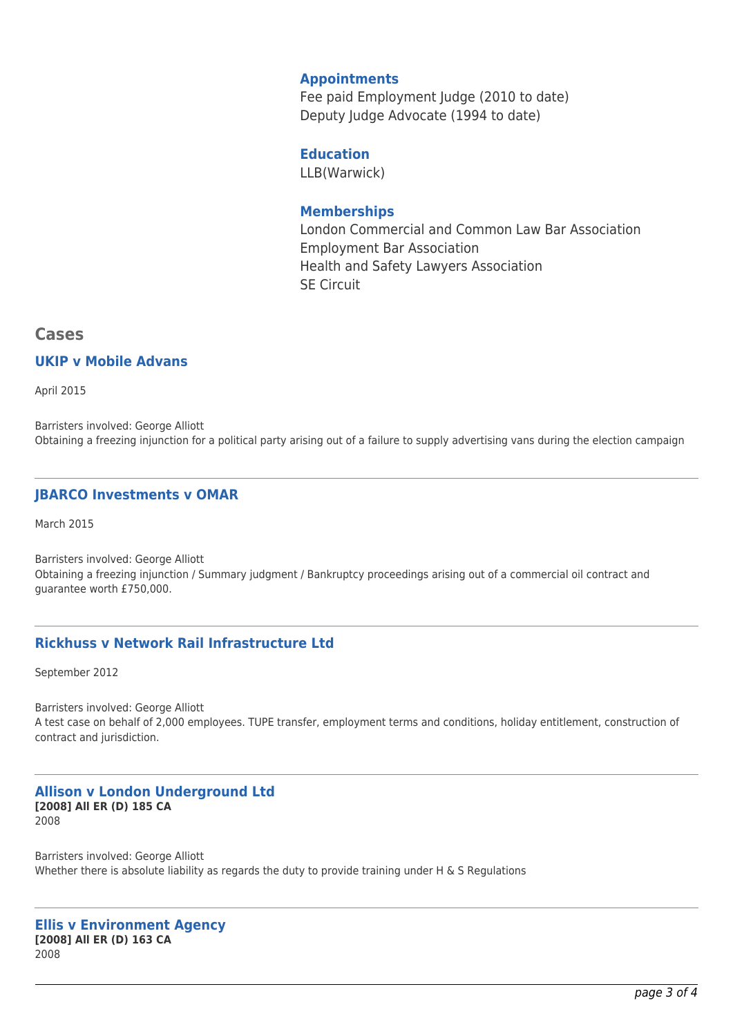### Appointments

Fee paid Employment Judge (2010 to date)
Deputy Judge Advocate (1994 to date)

### Education

LLB(Warwick)

### Memberships

London Commercial and Common Law Bar Association
Employment Bar Association
Health and Safety Lawyers Association
SE Circuit

## Cases

### UKIP v Mobile Advans

April 2015

Barristers involved: George Alliott
Obtaining a freezing injunction for a political party arising out of a failure to supply advertising vans during the election campaign

---

### JBARCO Investments v OMAR

March 2015

Barristers involved: George Alliott
Obtaining a freezing injunction / Summary judgment / Bankruptcy proceedings arising out of a commercial oil contract and guarantee worth £750,000.

---

### Rickhuss v Network Rail Infrastructure Ltd

September 2012

Barristers involved: George Alliott
A test case on behalf of 2,000 employees. TUPE transfer, employment terms and conditions, holiday entitlement, construction of contract and jurisdiction.

---

### Allison v London Underground Ltd

**[2008] All ER (D) 185 CA**
2008

Barristers involved: George Alliott
Whether there is absolute liability as regards the duty to provide training under H & S Regulations

---

### Ellis v Environment Agency

**[2008] All ER (D) 163 CA**
2008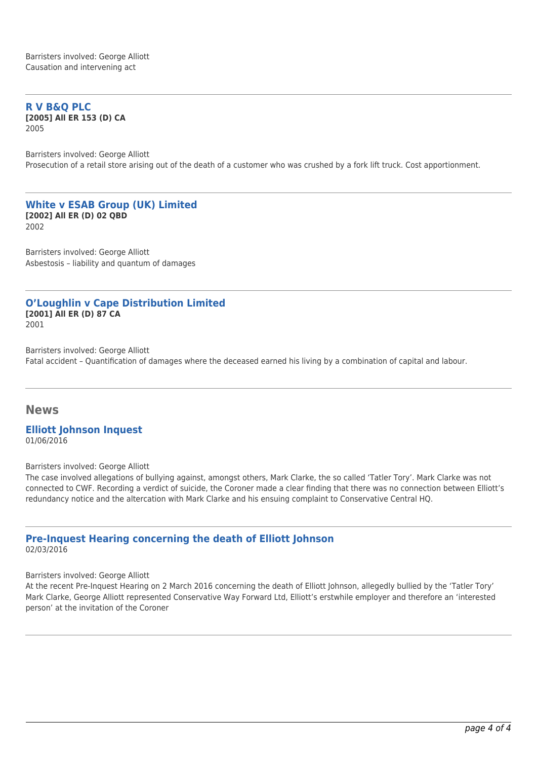Barristers involved: George Alliott
Causation and intervening act

---

### R V B&Q PLC

**[2005] All ER 153 (D) CA**
2005

Barristers involved: George Alliott
Prosecution of a retail store arising out of the death of a customer who was crushed by a fork lift truck. Cost apportionment.

---

### White v ESAB Group (UK) Limited

**[2002] All ER (D) 02 QBD**
2002

Barristers involved: George Alliott
Asbestosis – liability and quantum of damages

---

### O'Loughlin v Cape Distribution Limited

**[2001] All ER (D) 87 CA**
2001

Barristers involved: George Alliott
Fatal accident – Quantification of damages where the deceased earned his living by a combination of capital and labour.

---

## News

### Elliott Johnson Inquest

01/06/2016

Barristers involved: George Alliott
The case involved allegations of bullying against, amongst others, Mark Clarke, the so called 'Tatler Tory'. Mark Clarke was not connected to CWF. Recording a verdict of suicide, the Coroner made a clear finding that there was no connection between Elliott's redundancy notice and the altercation with Mark Clarke and his ensuing complaint to Conservative Central HQ.

---

### Pre-Inquest Hearing concerning the death of Elliott Johnson

02/03/2016

Barristers involved: George Alliott
At the recent Pre-Inquest Hearing on 2 March 2016 concerning the death of Elliott Johnson, allegedly bullied by the 'Tatler Tory' Mark Clarke, George Alliott represented Conservative Way Forward Ltd, Elliott's erstwhile employer and therefore an 'interested person' at the invitation of the Coroner